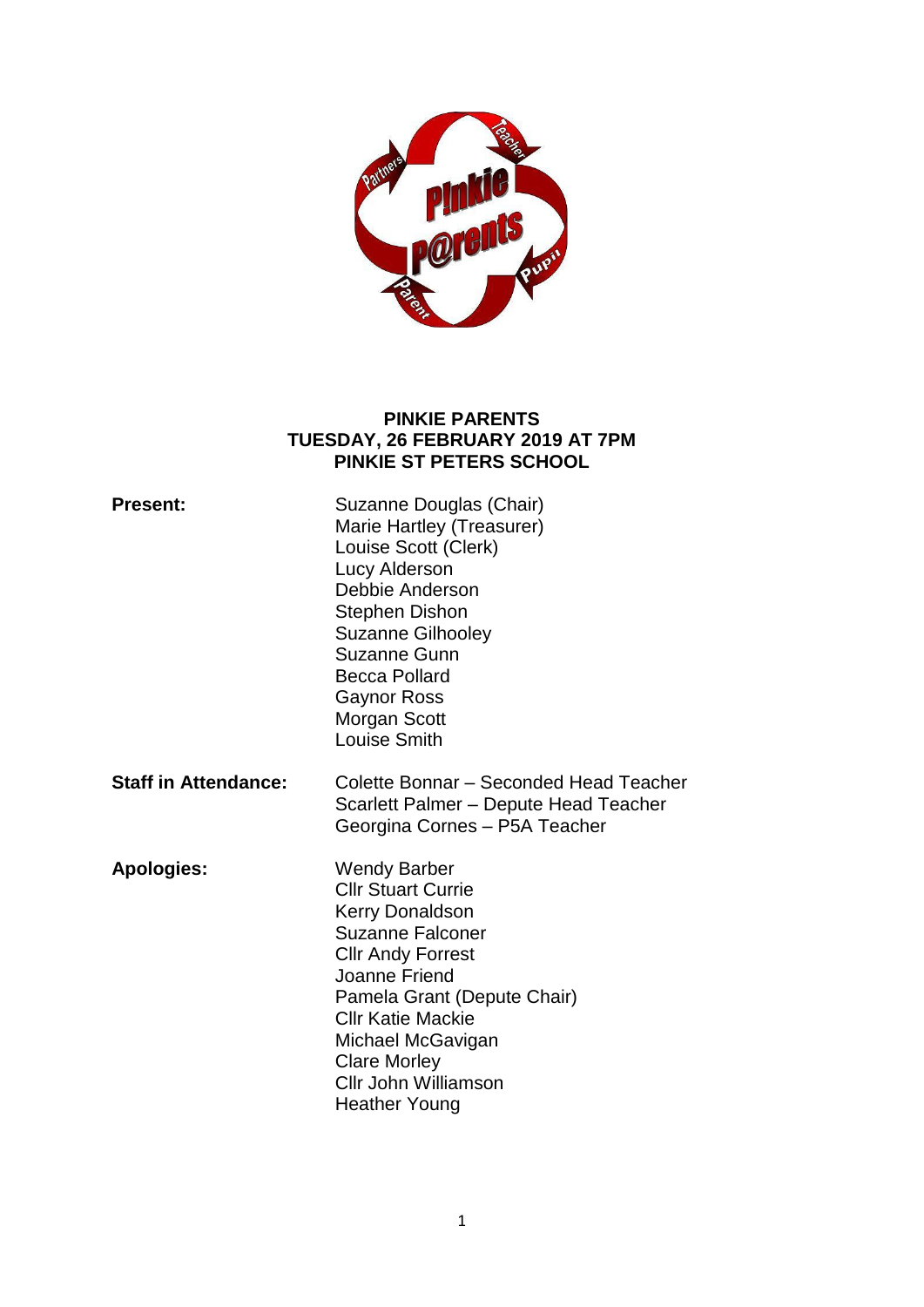# PINKIE PARENTS
## TUESDAY, 26 FEBRUARY 2019 AT 7PM
## PINKIE ST PETERS SCHOOL

**Present:**

Suzanne Douglas (Chair)
Marie Hartley (Treasurer)
Louise Scott (Clerk)
Lucy Alderson
Debbie Anderson
Stephen Dishon
Suzanne Gilhooley
Suzanne Gunn
Becca Pollard
Gaynor Ross
Morgan Scott
Louise Smith

**Staff in Attendance:**

Colette Bonnar – Seconded Head Teacher
Scarlett Palmer – Depute Head Teacher
Georgina Cornes – P5A Teacher

**Apologies:**

Wendy Barber
Cllr Stuart Currie
Kerry Donaldson
Suzanne Falconer
Cllr Andy Forrest
Joanne Friend
Pamela Grant (Depute Chair)
Cllr Katie Mackie
Michael McGavigan
Clare Morley
Cllr John Williamson
Heather Young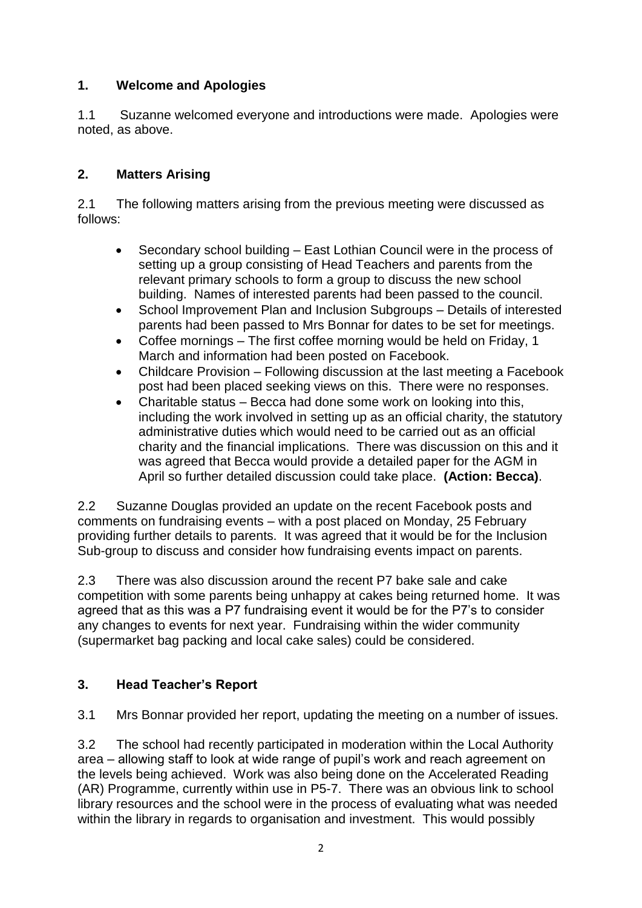## 1. Welcome and Apologies

1.1 Suzanne welcomed everyone and introductions were made. Apologies were noted, as above.

## 2. Matters Arising

2.1 The following matters arising from the previous meeting were discussed as follows:

- Secondary school building – East Lothian Council were in the process of setting up a group consisting of Head Teachers and parents from the relevant primary schools to form a group to discuss the new school building. Names of interested parents had been passed to the council.
- School Improvement Plan and Inclusion Subgroups – Details of interested parents had been passed to Mrs Bonnar for dates to be set for meetings.
- Coffee mornings – The first coffee morning would be held on Friday, 1 March and information had been posted on Facebook.
- Childcare Provision – Following discussion at the last meeting a Facebook post had been placed seeking views on this. There were no responses.
- Charitable status – Becca had done some work on looking into this, including the work involved in setting up as an official charity, the statutory administrative duties which would need to be carried out as an official charity and the financial implications. There was discussion on this and it was agreed that Becca would provide a detailed paper for the AGM in April so further detailed discussion could take place. **(Action: Becca)**.

2.2 Suzanne Douglas provided an update on the recent Facebook posts and comments on fundraising events – with a post placed on Monday, 25 February providing further details to parents. It was agreed that it would be for the Inclusion Sub-group to discuss and consider how fundraising events impact on parents.

2.3 There was also discussion around the recent P7 bake sale and cake competition with some parents being unhappy at cakes being returned home. It was agreed that as this was a P7 fundraising event it would be for the P7's to consider any changes to events for next year. Fundraising within the wider community (supermarket bag packing and local cake sales) could be considered.

## 3. Head Teacher's Report

3.1 Mrs Bonnar provided her report, updating the meeting on a number of issues.

3.2 The school had recently participated in moderation within the Local Authority area – allowing staff to look at wide range of pupil's work and reach agreement on the levels being achieved. Work was also being done on the Accelerated Reading (AR) Programme, currently within use in P5-7. There was an obvious link to school library resources and the school were in the process of evaluating what was needed within the library in regards to organisation and investment. This would possibly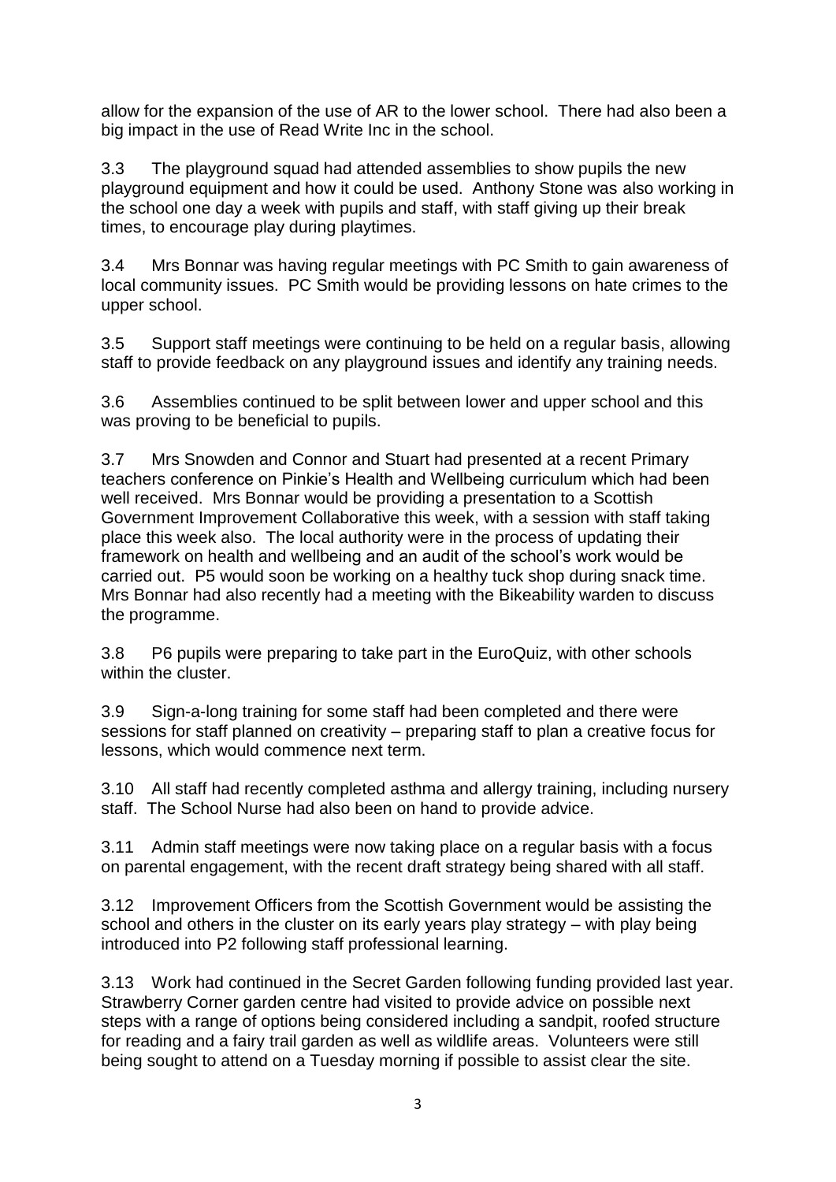allow for the expansion of the use of AR to the lower school. There had also been a big impact in the use of Read Write Inc in the school.

3.3 The playground squad had attended assemblies to show pupils the new playground equipment and how it could be used. Anthony Stone was also working in the school one day a week with pupils and staff, with staff giving up their break times, to encourage play during playtimes.

3.4 Mrs Bonnar was having regular meetings with PC Smith to gain awareness of local community issues. PC Smith would be providing lessons on hate crimes to the upper school.

3.5 Support staff meetings were continuing to be held on a regular basis, allowing staff to provide feedback on any playground issues and identify any training needs.

3.6 Assemblies continued to be split between lower and upper school and this was proving to be beneficial to pupils.

3.7 Mrs Snowden and Connor and Stuart had presented at a recent Primary teachers conference on Pinkie's Health and Wellbeing curriculum which had been well received. Mrs Bonnar would be providing a presentation to a Scottish Government Improvement Collaborative this week, with a session with staff taking place this week also. The local authority were in the process of updating their framework on health and wellbeing and an audit of the school's work would be carried out. P5 would soon be working on a healthy tuck shop during snack time. Mrs Bonnar had also recently had a meeting with the Bikeability warden to discuss the programme.

3.8 P6 pupils were preparing to take part in the EuroQuiz, with other schools within the cluster.

3.9 Sign-a-long training for some staff had been completed and there were sessions for staff planned on creativity – preparing staff to plan a creative focus for lessons, which would commence next term.

3.10 All staff had recently completed asthma and allergy training, including nursery staff. The School Nurse had also been on hand to provide advice.

3.11 Admin staff meetings were now taking place on a regular basis with a focus on parental engagement, with the recent draft strategy being shared with all staff.

3.12 Improvement Officers from the Scottish Government would be assisting the school and others in the cluster on its early years play strategy – with play being introduced into P2 following staff professional learning.

3.13 Work had continued in the Secret Garden following funding provided last year. Strawberry Corner garden centre had visited to provide advice on possible next steps with a range of options being considered including a sandpit, roofed structure for reading and a fairy trail garden as well as wildlife areas. Volunteers were still being sought to attend on a Tuesday morning if possible to assist clear the site.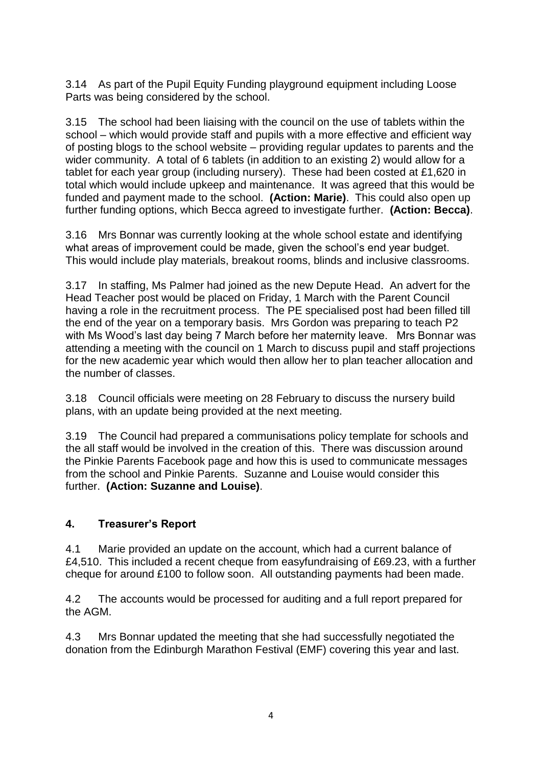3.14 As part of the Pupil Equity Funding playground equipment including Loose Parts was being considered by the school.

3.15 The school had been liaising with the council on the use of tablets within the school – which would provide staff and pupils with a more effective and efficient way of posting blogs to the school website – providing regular updates to parents and the wider community. A total of 6 tablets (in addition to an existing 2) would allow for a tablet for each year group (including nursery). These had been costed at £1,620 in total which would include upkeep and maintenance. It was agreed that this would be funded and payment made to the school. **(Action: Marie)**. This could also open up further funding options, which Becca agreed to investigate further. **(Action: Becca)**.

3.16 Mrs Bonnar was currently looking at the whole school estate and identifying what areas of improvement could be made, given the school's end year budget. This would include play materials, breakout rooms, blinds and inclusive classrooms.

3.17 In staffing, Ms Palmer had joined as the new Depute Head. An advert for the Head Teacher post would be placed on Friday, 1 March with the Parent Council having a role in the recruitment process. The PE specialised post had been filled till the end of the year on a temporary basis. Mrs Gordon was preparing to teach P2 with Ms Wood's last day being 7 March before her maternity leave. Mrs Bonnar was attending a meeting with the council on 1 March to discuss pupil and staff projections for the new academic year which would then allow her to plan teacher allocation and the number of classes.

3.18 Council officials were meeting on 28 February to discuss the nursery build plans, with an update being provided at the next meeting.

3.19 The Council had prepared a communisations policy template for schools and the all staff would be involved in the creation of this. There was discussion around the Pinkie Parents Facebook page and how this is used to communicate messages from the school and Pinkie Parents. Suzanne and Louise would consider this further. **(Action: Suzanne and Louise)**.

## 4. Treasurer's Report

4.1 Marie provided an update on the account, which had a current balance of £4,510. This included a recent cheque from easyfundraising of £69.23, with a further cheque for around £100 to follow soon. All outstanding payments had been made.

4.2 The accounts would be processed for auditing and a full report prepared for the AGM.

4.3 Mrs Bonnar updated the meeting that she had successfully negotiated the donation from the Edinburgh Marathon Festival (EMF) covering this year and last.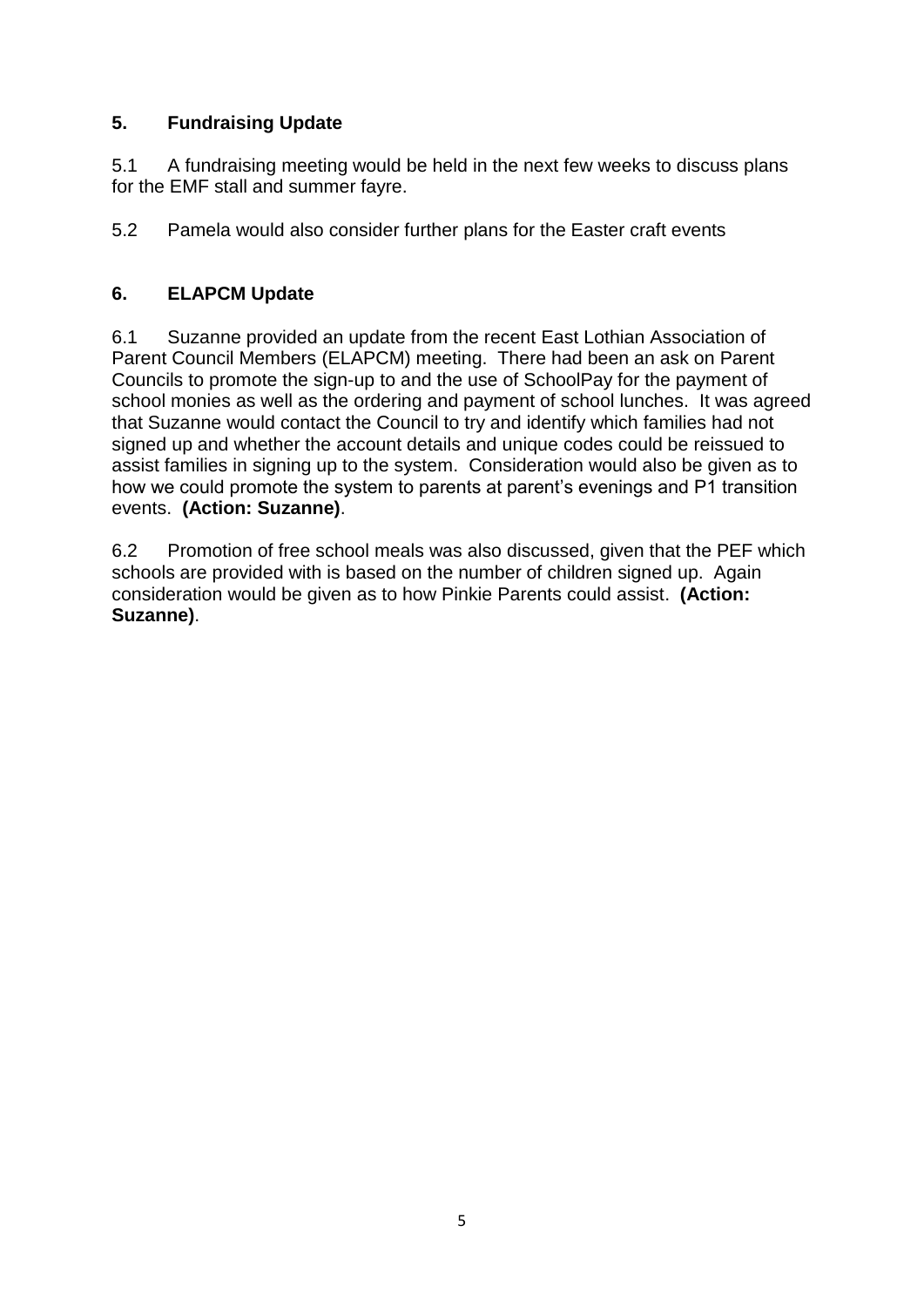## 5. Fundraising Update

5.1 A fundraising meeting would be held in the next few weeks to discuss plans for the EMF stall and summer fayre.

5.2 Pamela would also consider further plans for the Easter craft events

## 6. ELAPCM Update

6.1 Suzanne provided an update from the recent East Lothian Association of Parent Council Members (ELAPCM) meeting. There had been an ask on Parent Councils to promote the sign-up to and the use of SchoolPay for the payment of school monies as well as the ordering and payment of school lunches. It was agreed that Suzanne would contact the Council to try and identify which families had not signed up and whether the account details and unique codes could be reissued to assist families in signing up to the system. Consideration would also be given as to how we could promote the system to parents at parent's evenings and P1 transition events. **(Action: Suzanne)**.

6.2 Promotion of free school meals was also discussed, given that the PEF which schools are provided with is based on the number of children signed up. Again consideration would be given as to how Pinkie Parents could assist. **(Action: Suzanne)**.